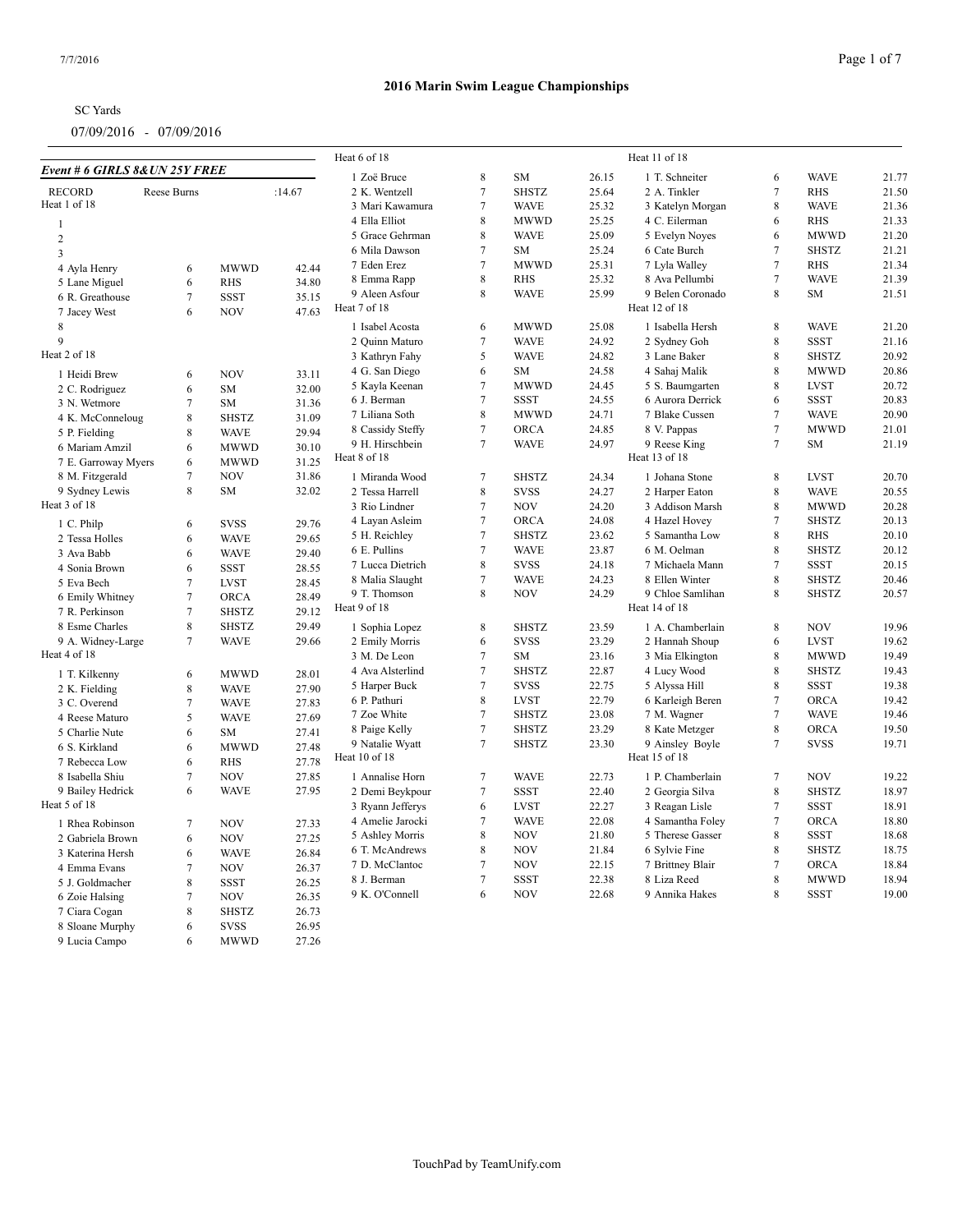# 2016 Marin Swim League Championships

SC Yards

07/09/2016 - 07/09/2016

### Event # 6 GIRLS 8&UN 25Y FREE

| RECORD | Reese Burns | | :14.67 |
|---|---|---|---|

**Heat 1 of 18**

| Lane/Name | Age | Team | Seed |
|---|---|---|---|
| 1 | | | |
| 2 | | | |
| 3 | | | |
| 4 Ayla Henry | 6 | MWWD | 42.44 |
| 5 Lane Miguel | 6 | RHS | 34.80 |
| 6 R. Greathouse | 7 | SSST | 35.15 |
| 7 Jacey West | 6 | NOV | 47.63 |
| 8 | | | |
| 9 | | | |

**Heat 2 of 18**

| Lane/Name | Age | Team | Seed |
|---|---|---|---|
| 1 Heidi Brew | 6 | NOV | 33.11 |
| 2 C. Rodriguez | 6 | SM | 32.00 |
| 3 N. Wetmore | 7 | SM | 31.36 |
| 4 K. McConneloug | 8 | SHSTZ | 31.09 |
| 5 P. Fielding | 8 | WAVE | 29.94 |
| 6 Mariam Amzil | 6 | MWWD | 30.10 |
| 7 E. Garroway Myers | 6 | MWWD | 31.25 |
| 8 M. Fitzgerald | 7 | NOV | 31.86 |
| 9 Sydney Lewis | 8 | SM | 32.02 |

**Heat 3 of 18**

| Lane/Name | Age | Team | Seed |
|---|---|---|---|
| 1 C. Philp | 6 | SVSS | 29.76 |
| 2 Tessa Holles | 6 | WAVE | 29.65 |
| 3 Ava Babb | 6 | WAVE | 29.40 |
| 4 Sonia Brown | 6 | SSST | 28.55 |
| 5 Eva Bech | 7 | LVST | 28.45 |
| 6 Emily Whitney | 7 | ORCA | 28.49 |
| 7 R. Perkinson | 7 | SHSTZ | 29.12 |
| 8 Esme Charles | 8 | SHSTZ | 29.49 |
| 9 A. Widney-Large | 7 | WAVE | 29.66 |

**Heat 4 of 18**

| Lane/Name | Age | Team | Seed |
|---|---|---|---|
| 1 T. Kilkenny | 6 | MWWD | 28.01 |
| 2 K. Fielding | 8 | WAVE | 27.90 |
| 3 C. Overend | 7 | WAVE | 27.83 |
| 4 Reese Maturo | 5 | WAVE | 27.69 |
| 5 Charlie Nute | 6 | SM | 27.41 |
| 6 S. Kirkland | 6 | MWWD | 27.48 |
| 7 Rebecca Low | 6 | RHS | 27.78 |
| 8 Isabella Shiu | 7 | NOV | 27.85 |
| 9 Bailey Hedrick | 6 | WAVE | 27.95 |

**Heat 5 of 18**

| Lane/Name | Age | Team | Seed |
|---|---|---|---|
| 1 Rhea Robinson | 7 | NOV | 27.33 |
| 2 Gabriela Brown | 6 | NOV | 27.25 |
| 3 Katerina Hersh | 6 | WAVE | 26.84 |
| 4 Emma Evans | 7 | NOV | 26.37 |
| 5 J. Goldmacher | 8 | SSST | 26.25 |
| 6 Zoie Halsing | 7 | NOV | 26.35 |
| 7 Ciara Cogan | 8 | SHSTZ | 26.73 |
| 8 Sloane Murphy | 6 | SVSS | 26.95 |
| 9 Lucia Campo | 6 | MWWD | 27.26 |

**Heat 6 of 18**

| Lane/Name | Age | Team | Seed |
|---|---|---|---|
| 1 Zoë Bruce | 8 | SM | 26.15 |
| 2 K. Wentzell | 7 | SHSTZ | 25.64 |
| 3 Mari Kawamura | 7 | WAVE | 25.32 |
| 4 Ella Elliot | 8 | MWWD | 25.25 |
| 5 Grace Gehrman | 8 | WAVE | 25.09 |
| 6 Mila Dawson | 7 | SM | 25.24 |
| 7 Eden Erez | 7 | MWWD | 25.31 |
| 8 Emma Rapp | 8 | RHS | 25.32 |
| 9 Aleen Asfour | 8 | WAVE | 25.99 |

**Heat 7 of 18**

| Lane/Name | Age | Team | Seed |
|---|---|---|---|
| 1 Isabel Acosta | 6 | MWWD | 25.08 |
| 2 Quinn Maturo | 7 | WAVE | 24.92 |
| 3 Kathryn Fahy | 5 | WAVE | 24.82 |
| 4 G. San Diego | 6 | SM | 24.58 |
| 5 Kayla Keenan | 7 | MWWD | 24.45 |
| 6 J. Berman | 7 | SSST | 24.55 |
| 7 Liliana Soth | 8 | MWWD | 24.71 |
| 8 Cassidy Steffy | 7 | ORCA | 24.85 |
| 9 H. Hirschbein | 7 | WAVE | 24.97 |

**Heat 8 of 18**

| Lane/Name | Age | Team | Seed |
|---|---|---|---|
| 1 Miranda Wood | 7 | SHSTZ | 24.34 |
| 2 Tessa Harrell | 8 | SVSS | 24.27 |
| 3 Rio Lindner | 7 | NOV | 24.20 |
| 4 Layan Asleim | 7 | ORCA | 24.08 |
| 5 H. Reichley | 7 | SHSTZ | 23.62 |
| 6 E. Pullins | 7 | WAVE | 23.87 |
| 7 Lucca Dietrich | 8 | SVSS | 24.18 |
| 8 Malia Slaught | 7 | WAVE | 24.23 |
| 9 T. Thomson | 8 | NOV | 24.29 |

**Heat 9 of 18**

| Lane/Name | Age | Team | Seed |
|---|---|---|---|
| 1 Sophia Lopez | 8 | SHSTZ | 23.59 |
| 2 Emily Morris | 6 | SVSS | 23.29 |
| 3 M. De Leon | 7 | SM | 23.16 |
| 4 Ava Alsterlind | 7 | SHSTZ | 22.87 |
| 5 Harper Buck | 7 | SVSS | 22.75 |
| 6 P. Pathuri | 8 | LVST | 22.79 |
| 7 Zoe White | 7 | SHSTZ | 23.08 |
| 8 Paige Kelly | 7 | SHSTZ | 23.29 |
| 9 Natalie Wyatt | 7 | SHSTZ | 23.30 |

**Heat 10 of 18**

| Lane/Name | Age | Team | Seed |
|---|---|---|---|
| 1 Annalise Horn | 7 | WAVE | 22.73 |
| 2 Demi Beykpour | 7 | SSST | 22.40 |
| 3 Ryann Jefferys | 6 | LVST | 22.27 |
| 4 Amelie Jarocki | 7 | WAVE | 22.08 |
| 5 Ashley Morris | 8 | NOV | 21.80 |
| 6 T. McAndrews | 8 | NOV | 21.84 |
| 7 D. McClantoc | 7 | NOV | 22.15 |
| 8 J. Berman | 7 | SSST | 22.38 |
| 9 K. O'Connell | 6 | NOV | 22.68 |

**Heat 11 of 18**

| Lane/Name | Age | Team | Seed |
|---|---|---|---|
| 1 T. Schneiter | 6 | WAVE | 21.77 |
| 2 A. Tinkler | 7 | RHS | 21.50 |
| 3 Katelyn Morgan | 8 | WAVE | 21.36 |
| 4 C. Eilerman | 6 | RHS | 21.33 |
| 5 Evelyn Noyes | 6 | MWWD | 21.20 |
| 6 Cate Burch | 7 | SHSTZ | 21.21 |
| 7 Lyla Walley | 7 | RHS | 21.34 |
| 8 Ava Pellumbi | 7 | WAVE | 21.39 |
| 9 Belen Coronado | 8 | SM | 21.51 |

**Heat 12 of 18**

| Lane/Name | Age | Team | Seed |
|---|---|---|---|
| 1 Isabella Hersh | 8 | WAVE | 21.20 |
| 2 Sydney Goh | 8 | SSST | 21.16 |
| 3 Lane Baker | 8 | SHSTZ | 20.92 |
| 4 Sahaj Malik | 8 | MWWD | 20.86 |
| 5 S. Baumgarten | 8 | LVST | 20.72 |
| 6 Aurora Derrick | 6 | SSST | 20.83 |
| 7 Blake Cussen | 7 | WAVE | 20.90 |
| 8 V. Pappas | 7 | MWWD | 21.01 |
| 9 Reese King | 7 | SM | 21.19 |

**Heat 13 of 18**

| Lane/Name | Age | Team | Seed |
|---|---|---|---|
| 1 Johana Stone | 8 | LVST | 20.70 |
| 2 Harper Eaton | 8 | WAVE | 20.55 |
| 3 Addison Marsh | 8 | MWWD | 20.28 |
| 4 Hazel Hovey | 7 | SHSTZ | 20.13 |
| 5 Samantha Low | 8 | RHS | 20.10 |
| 6 M. Oelman | 8 | SHSTZ | 20.12 |
| 7 Michaela Mann | 7 | SSST | 20.15 |
| 8 Ellen Winter | 8 | SHSTZ | 20.46 |
| 9 Chloe Samlihan | 8 | SHSTZ | 20.57 |

**Heat 14 of 18**

| Lane/Name | Age | Team | Seed |
|---|---|---|---|
| 1 A. Chamberlain | 8 | NOV | 19.96 |
| 2 Hannah Shoup | 6 | LVST | 19.62 |
| 3 Mia Elkington | 8 | MWWD | 19.49 |
| 4 Lucy Wood | 8 | SHSTZ | 19.43 |
| 5 Alyssa Hill | 8 | SSST | 19.38 |
| 6 Karleigh Beren | 7 | ORCA | 19.42 |
| 7 M. Wagner | 7 | WAVE | 19.46 |
| 8 Kate Metzger | 8 | ORCA | 19.50 |
| 9 Ainsley Boyle | 7 | SVSS | 19.71 |

**Heat 15 of 18**

| Lane/Name | Age | Team | Seed |
|---|---|---|---|
| 1 P. Chamberlain | 7 | NOV | 19.22 |
| 2 Georgia Silva | 8 | SHSTZ | 18.97 |
| 3 Reagan Lisle | 7 | SSST | 18.91 |
| 4 Samantha Foley | 7 | ORCA | 18.80 |
| 5 Therese Gasser | 8 | SSST | 18.68 |
| 6 Sylvie Fine | 8 | SHSTZ | 18.75 |
| 7 Brittney Blair | 7 | ORCA | 18.84 |
| 8 Liza Reed | 8 | MWWD | 18.94 |
| 9 Annika Hakes | 8 | SSST | 19.00 |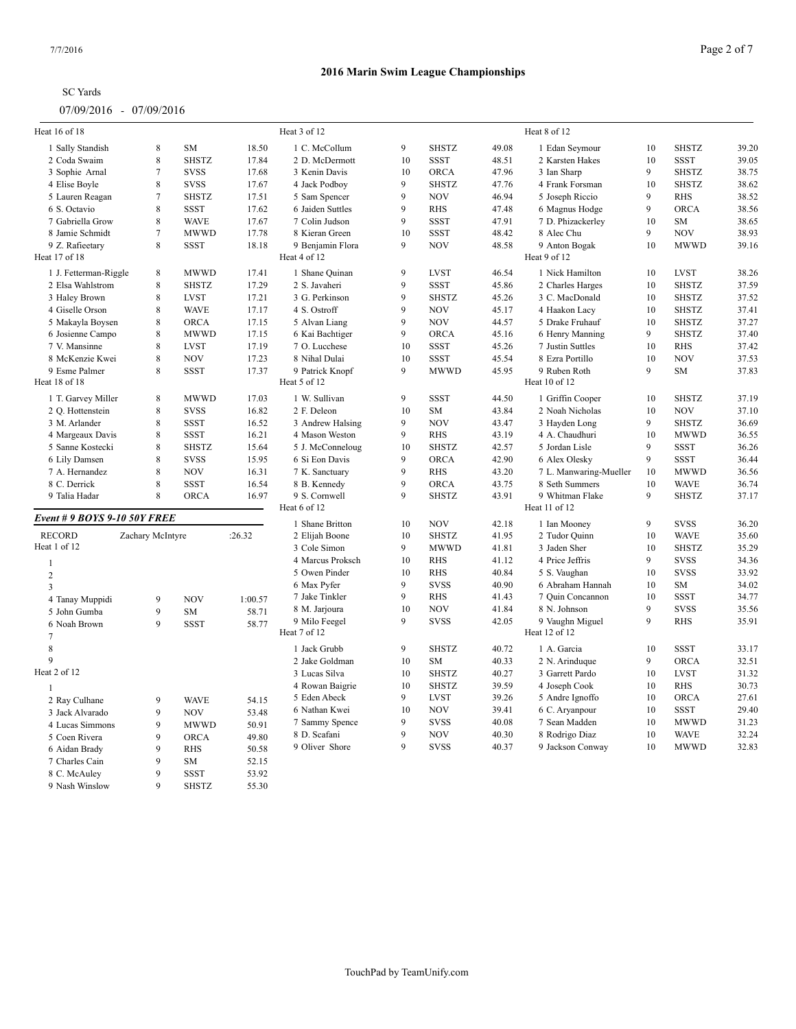# 2016 Marin Swim League Championships

SC Yards

07/09/2016 - 07/09/2016

Heat 16 of 18

| Lane | Name | Age | Team | Time |
|---|---|---|---|---|
| 1 | Sally Standish | 8 | SM | 18.50 |
| 2 | Coda Swaim | 8 | SHSTZ | 17.84 |
| 3 | Sophie Arnal | 7 | SVSS | 17.68 |
| 4 | Elise Boyle | 8 | SVSS | 17.67 |
| 5 | Lauren Reagan | 7 | SHSTZ | 17.51 |
| 6 | S. Octavio | 8 | SSST | 17.62 |
| 7 | Gabriella Grow | 8 | WAVE | 17.67 |
| 8 | Jamie Schmidt | 7 | MWWD | 17.78 |
| 9 | Z. Rafieetary | 8 | SSST | 18.18 |

Heat 17 of 18

| Lane | Name | Age | Team | Time |
|---|---|---|---|---|
| 1 | J. Fetterman-Riggle | 8 | MWWD | 17.41 |
| 2 | Elsa Wahlstrom | 8 | SHSTZ | 17.29 |
| 3 | Haley Brown | 8 | LVST | 17.21 |
| 4 | Giselle Orson | 8 | WAVE | 17.17 |
| 5 | Makayla Boysen | 8 | ORCA | 17.15 |
| 6 | Josienne Campo | 8 | MWWD | 17.15 |
| 7 | V. Mansinne | 8 | LVST | 17.19 |
| 8 | McKenzie Kwei | 8 | NOV | 17.23 |
| 9 | Esme Palmer | 8 | SSST | 17.37 |

Heat 18 of 18

| Lane | Name | Age | Team | Time |
|---|---|---|---|---|
| 1 | T. Garvey Miller | 8 | MWWD | 17.03 |
| 2 | Q. Hottenstein | 8 | SVSS | 16.82 |
| 3 | M. Arlander | 8 | SSST | 16.52 |
| 4 | Margeaux Davis | 8 | SSST | 16.21 |
| 5 | Sanne Kostecki | 8 | SHSTZ | 15.64 |
| 6 | Lily Damsen | 8 | SVSS | 15.95 |
| 7 | A. Hernandez | 8 | NOV | 16.31 |
| 8 | C. Derrick | 8 | SSST | 16.54 |
| 9 | Talia Hadar | 8 | ORCA | 16.97 |

## *Event # 9 BOYS 9-10 50Y FREE*

RECORD Zachary McIntyre :26.32

Heat 1 of 12

| Lane | Name | Age | Team | Time |
|---|---|---|---|---|
| 1 | | | | |
| 2 | | | | |
| 3 | | | | |
| 4 | Tanay Muppidi | 9 | NOV | 1:00.57 |
| 5 | John Gumba | 9 | SM | 58.71 |
| 6 | Noah Brown | 9 | SSST | 58.77 |
| 7 | | | | |
| 8 | | | | |
| 9 | | | | |

Heat 2 of 12

| Lane | Name | Age | Team | Time |
|---|---|---|---|---|
| 1 | | | | |
| 2 | Ray Culhane | 9 | WAVE | 54.15 |
| 3 | Jack Alvarado | 9 | NOV | 53.48 |
| 4 | Lucas Simmons | 9 | MWWD | 50.91 |
| 5 | Coen Rivera | 9 | ORCA | 49.80 |
| 6 | Aidan Brady | 9 | RHS | 50.58 |
| 7 | Charles Cain | 9 | SM | 52.15 |
| 8 | C. McAuley | 9 | SSST | 53.92 |
| 9 | Nash Winslow | 9 | SHSTZ | 55.30 |

Heat 3 of 12

| Lane | Name | Age | Team | Time |
|---|---|---|---|---|
| 1 | C. McCollum | 9 | SHSTZ | 49.08 |
| 2 | D. McDermott | 10 | SSST | 48.51 |
| 3 | Kenin Davis | 10 | ORCA | 47.96 |
| 4 | Jack Podboy | 9 | SHSTZ | 47.76 |
| 5 | Sam Spencer | 9 | NOV | 46.94 |
| 6 | Jaiden Suttles | 9 | RHS | 47.48 |
| 7 | Colin Judson | 9 | SSST | 47.91 |
| 8 | Kieran Green | 10 | SSST | 48.42 |
| 9 | Benjamin Flora | 9 | NOV | 48.58 |

Heat 4 of 12

| Lane | Name | Age | Team | Time |
|---|---|---|---|---|
| 1 | Shane Quinan | 9 | LVST | 46.54 |
| 2 | S. Javaheri | 9 | SSST | 45.86 |
| 3 | G. Perkinson | 9 | SHSTZ | 45.26 |
| 4 | S. Ostroff | 9 | NOV | 45.17 |
| 5 | Alvan Liang | 9 | NOV | 44.57 |
| 6 | Kai Bachtiger | 9 | ORCA | 45.16 |
| 7 | O. Lucchese | 10 | SSST | 45.26 |
| 8 | Nihal Dulai | 10 | SSST | 45.54 |
| 9 | Patrick Knopf | 9 | MWWD | 45.95 |

Heat 5 of 12

| Lane | Name | Age | Team | Time |
|---|---|---|---|---|
| 1 | W. Sullivan | 9 | SSST | 44.50 |
| 2 | F. Deleon | 10 | SM | 43.84 |
| 3 | Andrew Halsing | 9 | NOV | 43.47 |
| 4 | Mason Weston | 9 | RHS | 43.19 |
| 5 | J. McConneloug | 10 | SHSTZ | 42.57 |
| 6 | Si Eon Davis | 9 | ORCA | 42.90 |
| 7 | K. Sanctuary | 9 | RHS | 43.20 |
| 8 | B. Kennedy | 9 | ORCA | 43.75 |
| 9 | S. Cornwell | 9 | SHSTZ | 43.91 |

Heat 6 of 12

| Lane | Name | Age | Team | Time |
|---|---|---|---|---|
| 1 | Shane Britton | 10 | NOV | 42.18 |
| 2 | Elijah Boone | 10 | SHSTZ | 41.95 |
| 3 | Cole Simon | 9 | MWWD | 41.81 |
| 4 | Marcus Proksch | 10 | RHS | 41.12 |
| 5 | Owen Pinder | 10 | RHS | 40.84 |
| 6 | Max Pyfer | 9 | SVSS | 40.90 |
| 7 | Jake Tinkler | 9 | RHS | 41.43 |
| 8 | M. Jarjoura | 10 | NOV | 41.84 |
| 9 | Milo Feegel | 9 | SVSS | 42.05 |

Heat 7 of 12

| Lane | Name | Age | Team | Time |
|---|---|---|---|---|
| 1 | Jack Grubb | 9 | SHSTZ | 40.72 |
| 2 | Jake Goldman | 10 | SM | 40.33 |
| 3 | Lucas Silva | 10 | SHSTZ | 40.27 |
| 4 | Rowan Baigrie | 10 | SHSTZ | 39.59 |
| 5 | Eden Abeck | 9 | LVST | 39.26 |
| 6 | Nathan Kwei | 10 | NOV | 39.41 |
| 7 | Sammy Spence | 9 | SVSS | 40.08 |
| 8 | D. Scafani | 9 | NOV | 40.30 |
| 9 | Oliver Shore | 9 | SVSS | 40.37 |

Heat 8 of 12

| Lane | Name | Age | Team | Time |
|---|---|---|---|---|
| 1 | Edan Seymour | 10 | SHSTZ | 39.20 |
| 2 | Karsten Hakes | 10 | SSST | 39.05 |
| 3 | Ian Sharp | 9 | SHSTZ | 38.75 |
| 4 | Frank Forsman | 10 | SHSTZ | 38.62 |
| 5 | Joseph Riccio | 9 | RHS | 38.52 |
| 6 | Magnus Hodge | 9 | ORCA | 38.56 |
| 7 | D. Phizackerley | 10 | SM | 38.65 |
| 8 | Alec Chu | 9 | NOV | 38.93 |
| 9 | Anton Bogak | 10 | MWWD | 39.16 |

Heat 9 of 12

| Lane | Name | Age | Team | Time |
|---|---|---|---|---|
| 1 | Nick Hamilton | 10 | LVST | 38.26 |
| 2 | Charles Harges | 10 | SHSTZ | 37.59 |
| 3 | C. MacDonald | 10 | SHSTZ | 37.52 |
| 4 | Haakon Lacy | 10 | SHSTZ | 37.41 |
| 5 | Drake Fruhauf | 10 | SHSTZ | 37.27 |
| 6 | Henry Manning | 9 | SHSTZ | 37.40 |
| 7 | Justin Suttles | 10 | RHS | 37.42 |
| 8 | Ezra Portillo | 10 | NOV | 37.53 |
| 9 | Ruben Roth | 9 | SM | 37.83 |

Heat 10 of 12

| Lane | Name | Age | Team | Time |
|---|---|---|---|---|
| 1 | Griffin Cooper | 10 | SHSTZ | 37.19 |
| 2 | Noah Nicholas | 10 | NOV | 37.10 |
| 3 | Hayden Long | 9 | SHSTZ | 36.69 |
| 4 | A. Chaudhuri | 10 | MWWD | 36.55 |
| 5 | Jordan Lisle | 9 | SSST | 36.26 |
| 6 | Alex Olesky | 9 | SSST | 36.44 |
| 7 | L. Manwaring-Mueller | 10 | MWWD | 36.56 |
| 8 | Seth Summers | 10 | WAVE | 36.74 |
| 9 | Whitman Flake | 9 | SHSTZ | 37.17 |

Heat 11 of 12

| Lane | Name | Age | Team | Time |
|---|---|---|---|---|
| 1 | Ian Mooney | 9 | SVSS | 36.20 |
| 2 | Tudor Quinn | 10 | WAVE | 35.60 |
| 3 | Jaden Sher | 10 | SHSTZ | 35.29 |
| 4 | Price Jeffris | 9 | SVSS | 34.36 |
| 5 | S. Vaughan | 10 | SVSS | 33.92 |
| 6 | Abraham Hannah | 10 | SM | 34.02 |
| 7 | Quin Concannon | 10 | SSST | 34.77 |
| 8 | N. Johnson | 9 | SVSS | 35.56 |
| 9 | Vaughn Miguel | 9 | RHS | 35.91 |

Heat 12 of 12

| Lane | Name | Age | Team | Time |
|---|---|---|---|---|
| 1 | A. Garcia | 10 | SSST | 33.17 |
| 2 | N. Arinduque | 9 | ORCA | 32.51 |
| 3 | Garrett Pardo | 10 | LVST | 31.32 |
| 4 | Joseph Cook | 10 | RHS | 30.73 |
| 5 | Andre Ignoffo | 10 | ORCA | 27.61 |
| 6 | C. Aryanpour | 10 | SSST | 29.40 |
| 7 | Sean Madden | 10 | MWWD | 31.23 |
| 8 | Rodrigo Diaz | 10 | WAVE | 32.24 |
| 9 | Jackson Conway | 10 | MWWD | 32.83 |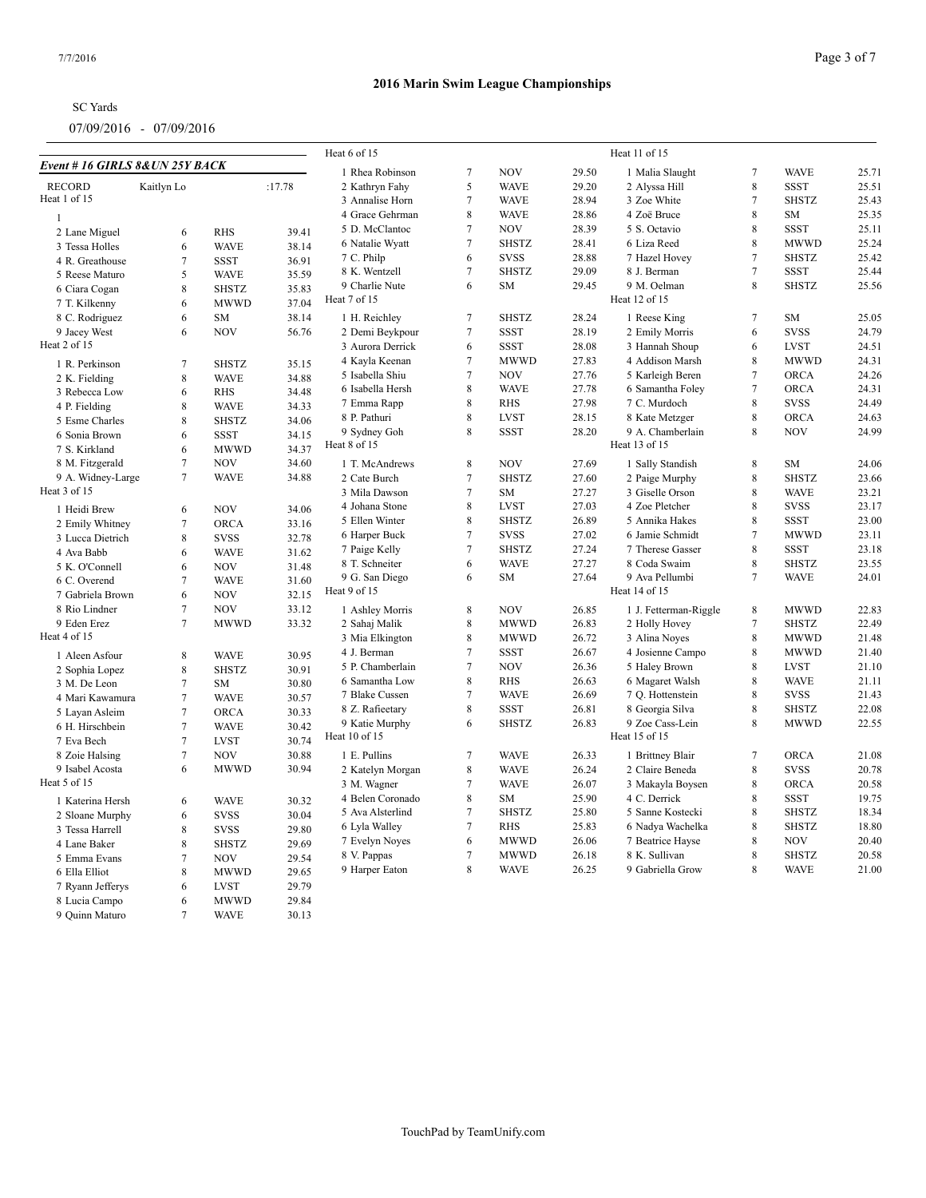## 2016 Marin Swim League Championships

SC Yards

07/09/2016 - 07/09/2016

### Event # 16 GIRLS 8&UN 25Y BACK

RECORD Kaitlyn Lo :17.78

**Heat 1 of 15**

| Lane | Name | Age | Team | Seed |
|---|---|---|---|---|
| 1 | | | | |
| 2 | Lane Miguel | 6 | RHS | 39.41 |
| 3 | Tessa Holles | 6 | WAVE | 38.14 |
| 4 | R. Greathouse | 7 | SSST | 36.91 |
| 5 | Reese Maturo | 5 | WAVE | 35.59 |
| 6 | Ciara Cogan | 8 | SHSTZ | 35.83 |
| 7 | T. Kilkenny | 6 | MWWD | 37.04 |
| 8 | C. Rodriguez | 6 | SM | 38.14 |
| 9 | Jacey West | 6 | NOV | 56.76 |

**Heat 2 of 15**

| Lane | Name | Age | Team | Seed |
|---|---|---|---|---|
| 1 | R. Perkinson | 7 | SHSTZ | 35.15 |
| 2 | K. Fielding | 8 | WAVE | 34.88 |
| 3 | Rebecca Low | 6 | RHS | 34.48 |
| 4 | P. Fielding | 8 | WAVE | 34.33 |
| 5 | Esme Charles | 8 | SHSTZ | 34.06 |
| 6 | Sonia Brown | 6 | SSST | 34.15 |
| 7 | S. Kirkland | 6 | MWWD | 34.37 |
| 8 | M. Fitzgerald | 7 | NOV | 34.60 |
| 9 | A. Widney-Large | 7 | WAVE | 34.88 |

**Heat 3 of 15**

| Lane | Name | Age | Team | Seed |
|---|---|---|---|---|
| 1 | Heidi Brew | 6 | NOV | 34.06 |
| 2 | Emily Whitney | 7 | ORCA | 33.16 |
| 3 | Lucca Dietrich | 8 | SVSS | 32.78 |
| 4 | Ava Babb | 6 | WAVE | 31.62 |
| 5 | K. O'Connell | 6 | NOV | 31.48 |
| 6 | C. Overend | 7 | WAVE | 31.60 |
| 7 | Gabriela Brown | 6 | NOV | 32.15 |
| 8 | Rio Lindner | 7 | NOV | 33.12 |
| 9 | Eden Erez | 7 | MWWD | 33.32 |

**Heat 4 of 15**

| Lane | Name | Age | Team | Seed |
|---|---|---|---|---|
| 1 | Aleen Asfour | 8 | WAVE | 30.95 |
| 2 | Sophia Lopez | 8 | SHSTZ | 30.91 |
| 3 | M. De Leon | 7 | SM | 30.80 |
| 4 | Mari Kawamura | 7 | WAVE | 30.57 |
| 5 | Layan Asleim | 7 | ORCA | 30.33 |
| 6 | H. Hirschbein | 7 | WAVE | 30.42 |
| 7 | Eva Bech | 7 | LVST | 30.74 |
| 8 | Zoie Halsing | 7 | NOV | 30.88 |
| 9 | Isabel Acosta | 6 | MWWD | 30.94 |

**Heat 5 of 15**

| Lane | Name | Age | Team | Seed |
|---|---|---|---|---|
| 1 | Katerina Hersh | 6 | WAVE | 30.32 |
| 2 | Sloane Murphy | 6 | SVSS | 30.04 |
| 3 | Tessa Harrell | 8 | SVSS | 29.80 |
| 4 | Lane Baker | 8 | SHSTZ | 29.69 |
| 5 | Emma Evans | 7 | NOV | 29.54 |
| 6 | Ella Elliot | 8 | MWWD | 29.65 |
| 7 | Ryann Jefferys | 6 | LVST | 29.79 |
| 8 | Lucia Campo | 6 | MWWD | 29.84 |
| 9 | Quinn Maturo | 7 | WAVE | 30.13 |

**Heat 6 of 15**

| Lane | Name | Age | Team | Seed |
|---|---|---|---|---|
| 1 | Rhea Robinson | 7 | NOV | 29.50 |
| 2 | Kathryn Fahy | 5 | WAVE | 29.20 |
| 3 | Annalise Horn | 7 | WAVE | 28.94 |
| 4 | Grace Gehrman | 8 | WAVE | 28.86 |
| 5 | D. McClantoc | 7 | NOV | 28.39 |
| 6 | Natalie Wyatt | 7 | SHSTZ | 28.41 |
| 7 | C. Philp | 6 | SVSS | 28.88 |
| 8 | K. Wentzell | 7 | SHSTZ | 29.09 |
| 9 | Charlie Nute | 6 | SM | 29.45 |

**Heat 7 of 15**

| Lane | Name | Age | Team | Seed |
|---|---|---|---|---|
| 1 | H. Reichley | 7 | SHSTZ | 28.24 |
| 2 | Demi Beykpour | 7 | SSST | 28.19 |
| 3 | Aurora Derrick | 6 | SSST | 28.08 |
| 4 | Kayla Keenan | 7 | MWWD | 27.83 |
| 5 | Isabella Shiu | 7 | NOV | 27.76 |
| 6 | Isabella Hersh | 8 | WAVE | 27.78 |
| 7 | Emma Rapp | 8 | RHS | 27.98 |
| 8 | P. Pathuri | 8 | LVST | 28.15 |
| 9 | Sydney Goh | 8 | SSST | 28.20 |

**Heat 8 of 15**

| Lane | Name | Age | Team | Seed |
|---|---|---|---|---|
| 1 | T. McAndrews | 8 | NOV | 27.69 |
| 2 | Cate Burch | 7 | SHSTZ | 27.60 |
| 3 | Mila Dawson | 7 | SM | 27.27 |
| 4 | Johana Stone | 8 | LVST | 27.03 |
| 5 | Ellen Winter | 8 | SHSTZ | 26.89 |
| 6 | Harper Buck | 7 | SVSS | 27.02 |
| 7 | Paige Kelly | 7 | SHSTZ | 27.24 |
| 8 | T. Schneiter | 6 | WAVE | 27.27 |
| 9 | G. San Diego | 6 | SM | 27.64 |

**Heat 9 of 15**

| Lane | Name | Age | Team | Seed |
|---|---|---|---|---|
| 1 | Ashley Morris | 8 | NOV | 26.85 |
| 2 | Sahaj Malik | 8 | MWWD | 26.83 |
| 3 | Mia Elkington | 8 | MWWD | 26.72 |
| 4 | J. Berman | 7 | SSST | 26.67 |
| 5 | P. Chamberlain | 7 | NOV | 26.36 |
| 6 | Samantha Low | 8 | RHS | 26.63 |
| 7 | Blake Cussen | 7 | WAVE | 26.69 |
| 8 | Z. Rafieetary | 8 | SSST | 26.81 |
| 9 | Katie Murphy | 6 | SHSTZ | 26.83 |

**Heat 10 of 15**

| Lane | Name | Age | Team | Seed |
|---|---|---|---|---|
| 1 | E. Pullins | 7 | WAVE | 26.33 |
| 2 | Katelyn Morgan | 8 | WAVE | 26.24 |
| 3 | M. Wagner | 7 | WAVE | 26.07 |
| 4 | Belen Coronado | 8 | SM | 25.90 |
| 5 | Ava Alsterlind | 7 | SHSTZ | 25.80 |
| 6 | Lyla Walley | 7 | RHS | 25.83 |
| 7 | Evelyn Noyes | 6 | MWWD | 26.06 |
| 8 | V. Pappas | 7 | MWWD | 26.18 |
| 9 | Harper Eaton | 8 | WAVE | 26.25 |

**Heat 11 of 15**

| Lane | Name | Age | Team | Seed |
|---|---|---|---|---|
| 1 | Malia Slaught | 7 | WAVE | 25.71 |
| 2 | Alyssa Hill | 8 | SSST | 25.51 |
| 3 | Zoe White | 7 | SHSTZ | 25.43 |
| 4 | Zoë Bruce | 8 | SM | 25.35 |
| 5 | S. Octavio | 8 | SSST | 25.11 |
| 6 | Liza Reed | 8 | MWWD | 25.24 |
| 7 | Hazel Hovey | 7 | SHSTZ | 25.42 |
| 8 | J. Berman | 7 | SSST | 25.44 |
| 9 | M. Oelman | 8 | SHSTZ | 25.56 |

**Heat 12 of 15**

| Lane | Name | Age | Team | Seed |
|---|---|---|---|---|
| 1 | Reese King | 7 | SM | 25.05 |
| 2 | Emily Morris | 6 | SVSS | 24.79 |
| 3 | Hannah Shoup | 6 | LVST | 24.51 |
| 4 | Addison Marsh | 8 | MWWD | 24.31 |
| 5 | Karleigh Beren | 7 | ORCA | 24.26 |
| 6 | Samantha Foley | 7 | ORCA | 24.31 |
| 7 | C. Murdoch | 8 | SVSS | 24.49 |
| 8 | Kate Metzger | 8 | ORCA | 24.63 |
| 9 | A. Chamberlain | 8 | NOV | 24.99 |

**Heat 13 of 15**

| Lane | Name | Age | Team | Seed |
|---|---|---|---|---|
| 1 | Sally Standish | 8 | SM | 24.06 |
| 2 | Paige Murphy | 8 | SHSTZ | 23.66 |
| 3 | Giselle Orson | 8 | WAVE | 23.21 |
| 4 | Zoe Pletcher | 8 | SVSS | 23.17 |
| 5 | Annika Hakes | 8 | SSST | 23.00 |
| 6 | Jamie Schmidt | 7 | MWWD | 23.11 |
| 7 | Therese Gasser | 8 | SSST | 23.18 |
| 8 | Coda Swaim | 8 | SHSTZ | 23.55 |
| 9 | Ava Pellumbi | 7 | WAVE | 24.01 |

**Heat 14 of 15**

| Lane | Name | Age | Team | Seed |
|---|---|---|---|---|
| 1 | J. Fetterman-Riggle | 8 | MWWD | 22.83 |
| 2 | Holly Hovey | 7 | SHSTZ | 22.49 |
| 3 | Alina Noyes | 8 | MWWD | 21.48 |
| 4 | Josienne Campo | 8 | MWWD | 21.40 |
| 5 | Haley Brown | 8 | LVST | 21.10 |
| 6 | Magaret Walsh | 8 | WAVE | 21.11 |
| 7 | Q. Hottenstein | 8 | SVSS | 21.43 |
| 8 | Georgia Silva | 8 | SHSTZ | 22.08 |
| 9 | Zoe Cass-Lein | 8 | MWWD | 22.55 |

**Heat 15 of 15**

| Lane | Name | Age | Team | Seed |
|---|---|---|---|---|
| 1 | Brittney Blair | 7 | ORCA | 21.08 |
| 2 | Claire Beneda | 8 | SVSS | 20.78 |
| 3 | Makayla Boysen | 8 | ORCA | 20.58 |
| 4 | C. Derrick | 8 | SSST | 19.75 |
| 5 | Sanne Kostecki | 8 | SHSTZ | 18.34 |
| 6 | Nadya Wachelka | 8 | SHSTZ | 18.80 |
| 7 | Beatrice Hayse | 8 | NOV | 20.40 |
| 8 | K. Sullivan | 8 | SHSTZ | 20.58 |
| 9 | Gabriella Grow | 8 | WAVE | 21.00 |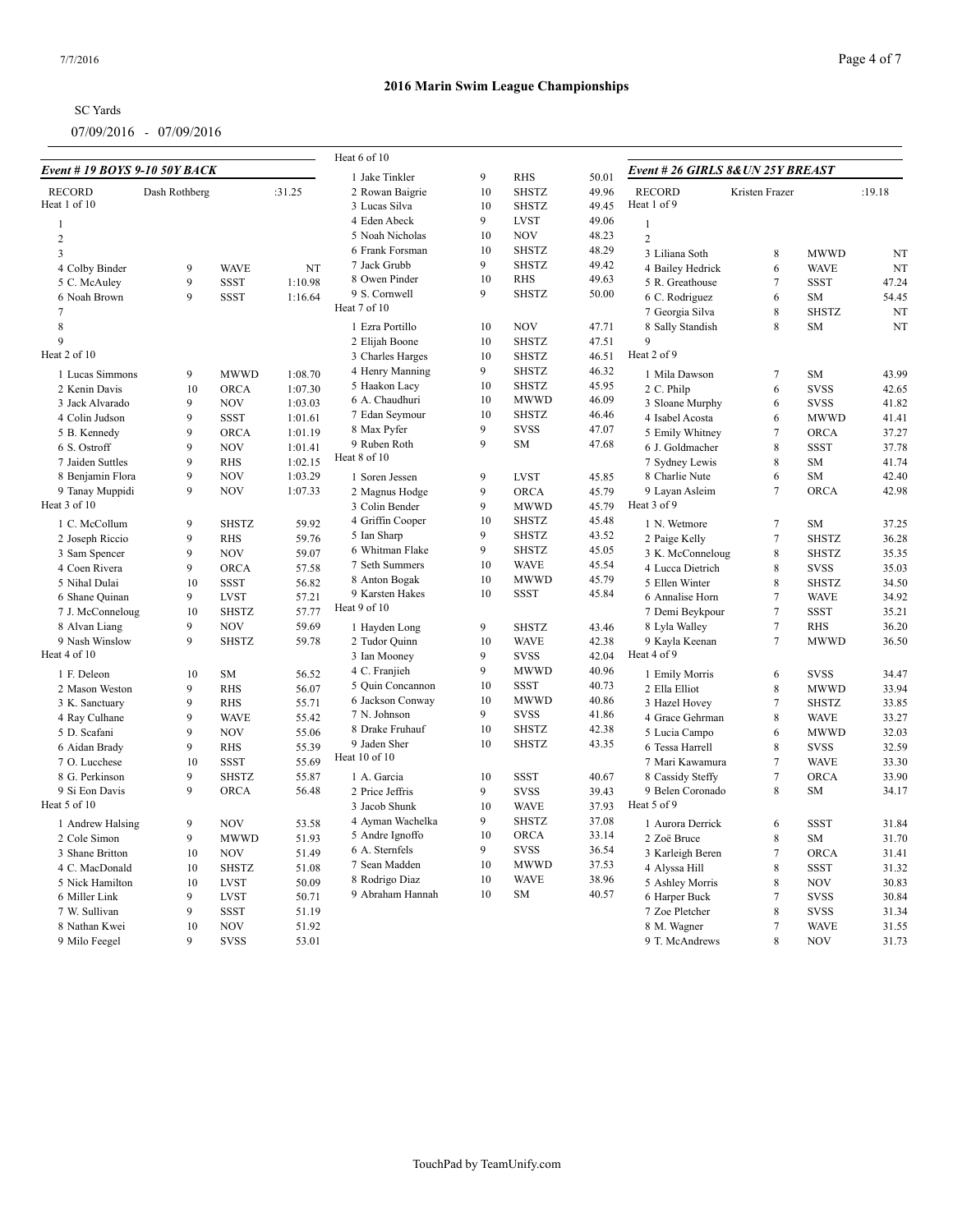# 2016 Marin Swim League Championships

SC Yards

07/09/2016 - 07/09/2016

### Event # 19 BOYS 9-10 50Y BACK

RECORD Dash Rothberg :31.25

**Heat 1 of 10**

| Lane | Name | Age | Team | Seed |
|---|---|---|---|---|
| 1 | | | | |
| 2 | | | | |
| 3 | | | | |
| 4 | Colby Binder | 9 | WAVE | NT |
| 5 | C. McAuley | 9 | SSST | 1:10.98 |
| 6 | Noah Brown | 9 | SSST | 1:16.64 |
| 7 | | | | |
| 8 | | | | |
| 9 | | | | |

**Heat 2 of 10**

| Lane | Name | Age | Team | Seed |
|---|---|---|---|---|
| 1 | Lucas Simmons | 9 | MWWD | 1:08.70 |
| 2 | Kenin Davis | 10 | ORCA | 1:07.30 |
| 3 | Jack Alvarado | 9 | NOV | 1:03.03 |
| 4 | Colin Judson | 9 | SSST | 1:01.61 |
| 5 | B. Kennedy | 9 | ORCA | 1:01.19 |
| 6 | S. Ostroff | 9 | NOV | 1:01.41 |
| 7 | Jaiden Suttles | 9 | RHS | 1:02.15 |
| 8 | Benjamin Flora | 9 | NOV | 1:03.29 |
| 9 | Tanay Muppidi | 9 | NOV | 1:07.33 |

**Heat 3 of 10**

| Lane | Name | Age | Team | Seed |
|---|---|---|---|---|
| 1 | C. McCollum | 9 | SHSTZ | 59.92 |
| 2 | Joseph Riccio | 9 | RHS | 59.76 |
| 3 | Sam Spencer | 9 | NOV | 59.07 |
| 4 | Coen Rivera | 9 | ORCA | 57.58 |
| 5 | Nihal Dulai | 10 | SSST | 56.82 |
| 6 | Shane Quinan | 9 | LVST | 57.21 |
| 7 | J. McConneloug | 10 | SHSTZ | 57.77 |
| 8 | Alvan Liang | 9 | NOV | 59.69 |
| 9 | Nash Winslow | 9 | SHSTZ | 59.78 |

**Heat 4 of 10**

| Lane | Name | Age | Team | Seed |
|---|---|---|---|---|
| 1 | F. Deleon | 10 | SM | 56.52 |
| 2 | Mason Weston | 9 | RHS | 56.07 |
| 3 | K. Sanctuary | 9 | RHS | 55.71 |
| 4 | Ray Culhane | 9 | WAVE | 55.42 |
| 5 | D. Scafani | 9 | NOV | 55.06 |
| 6 | Aidan Brady | 9 | RHS | 55.39 |
| 7 | O. Lucchese | 10 | SSST | 55.69 |
| 8 | G. Perkinson | 9 | SHSTZ | 55.87 |
| 9 | Si Eon Davis | 9 | ORCA | 56.48 |

**Heat 5 of 10**

| Lane | Name | Age | Team | Seed |
|---|---|---|---|---|
| 1 | Andrew Halsing | 9 | NOV | 53.58 |
| 2 | Cole Simon | 9 | MWWD | 51.93 |
| 3 | Shane Britton | 10 | NOV | 51.49 |
| 4 | C. MacDonald | 10 | SHSTZ | 51.08 |
| 5 | Nick Hamilton | 10 | LVST | 50.09 |
| 6 | Miller Link | 9 | LVST | 50.71 |
| 7 | W. Sullivan | 9 | SSST | 51.19 |
| 8 | Nathan Kwei | 10 | NOV | 51.92 |
| 9 | Milo Feegel | 9 | SVSS | 53.01 |

**Heat 6 of 10**

| Lane | Name | Age | Team | Seed |
|---|---|---|---|---|
| 1 | Jake Tinkler | 9 | RHS | 50.01 |
| 2 | Rowan Baigrie | 10 | SHSTZ | 49.96 |
| 3 | Lucas Silva | 10 | SHSTZ | 49.45 |
| 4 | Eden Abeck | 9 | LVST | 49.06 |
| 5 | Noah Nicholas | 10 | NOV | 48.23 |
| 6 | Frank Forsman | 10 | SHSTZ | 48.29 |
| 7 | Jack Grubb | 9 | SHSTZ | 49.42 |
| 8 | Owen Pinder | 10 | RHS | 49.63 |
| 9 | S. Cornwell | 9 | SHSTZ | 50.00 |

**Heat 7 of 10**

| Lane | Name | Age | Team | Seed |
|---|---|---|---|---|
| 1 | Ezra Portillo | 10 | NOV | 47.71 |
| 2 | Elijah Boone | 10 | SHSTZ | 47.51 |
| 3 | Charles Harges | 10 | SHSTZ | 46.51 |
| 4 | Henry Manning | 9 | SHSTZ | 46.32 |
| 5 | Haakon Lacy | 10 | SHSTZ | 45.95 |
| 6 | A. Chaudhuri | 10 | MWWD | 46.09 |
| 7 | Edan Seymour | 10 | SHSTZ | 46.46 |
| 8 | Max Pyfer | 9 | SVSS | 47.07 |
| 9 | Ruben Roth | 9 | SM | 47.68 |

**Heat 8 of 10**

| Lane | Name | Age | Team | Seed |
|---|---|---|---|---|
| 1 | Soren Jessen | 9 | LVST | 45.85 |
| 2 | Magnus Hodge | 9 | ORCA | 45.79 |
| 3 | Colin Bender | 9 | MWWD | 45.79 |
| 4 | Griffin Cooper | 10 | SHSTZ | 45.48 |
| 5 | Ian Sharp | 9 | SHSTZ | 43.52 |
| 6 | Whitman Flake | 9 | SHSTZ | 45.05 |
| 7 | Seth Summers | 10 | WAVE | 45.54 |
| 8 | Anton Bogak | 10 | MWWD | 45.79 |
| 9 | Karsten Hakes | 10 | SSST | 45.84 |

**Heat 9 of 10**

| Lane | Name | Age | Team | Seed |
|---|---|---|---|---|
| 1 | Hayden Long | 9 | SHSTZ | 43.46 |
| 2 | Tudor Quinn | 10 | WAVE | 42.38 |
| 3 | Ian Mooney | 9 | SVSS | 42.04 |
| 4 | C. Franjieh | 9 | MWWD | 40.96 |
| 5 | Quin Concannon | 10 | SSST | 40.73 |
| 6 | Jackson Conway | 10 | MWWD | 40.86 |
| 7 | N. Johnson | 9 | SVSS | 41.86 |
| 8 | Drake Fruhauf | 10 | SHSTZ | 42.38 |
| 9 | Jaden Sher | 10 | SHSTZ | 43.35 |

**Heat 10 of 10**

| Lane | Name | Age | Team | Seed |
|---|---|---|---|---|
| 1 | A. Garcia | 10 | SSST | 40.67 |
| 2 | Price Jeffris | 9 | SVSS | 39.43 |
| 3 | Jacob Shunk | 10 | WAVE | 37.93 |
| 4 | Ayman Wachelka | 9 | SHSTZ | 37.08 |
| 5 | Andre Ignoffo | 10 | ORCA | 33.14 |
| 6 | A. Sternfels | 9 | SVSS | 36.54 |
| 7 | Sean Madden | 10 | MWWD | 37.53 |
| 8 | Rodrigo Diaz | 10 | WAVE | 38.96 |
| 9 | Abraham Hannah | 10 | SM | 40.57 |

### Event # 26 GIRLS 8&UN 25Y BREAST

RECORD Kristen Frazer :19.18

**Heat 1 of 9**

| Lane | Name | Age | Team | Seed |
|---|---|---|---|---|
| 1 | | | | |
| 2 | | | | |
| 3 | Liliana Soth | 8 | MWWD | NT |
| 4 | Bailey Hedrick | 6 | WAVE | NT |
| 5 | R. Greathouse | 7 | SSST | 47.24 |
| 6 | C. Rodriguez | 6 | SM | 54.45 |
| 7 | Georgia Silva | 8 | SHSTZ | NT |
| 8 | Sally Standish | 8 | SM | NT |
| 9 | | | | |

**Heat 2 of 9**

| Lane | Name | Age | Team | Seed |
|---|---|---|---|---|
| 1 | Mila Dawson | 7 | SM | 43.99 |
| 2 | C. Philp | 6 | SVSS | 42.65 |
| 3 | Sloane Murphy | 6 | SVSS | 41.82 |
| 4 | Isabel Acosta | 6 | MWWD | 41.41 |
| 5 | Emily Whitney | 7 | ORCA | 37.27 |
| 6 | J. Goldmacher | 8 | SSST | 37.78 |
| 7 | Sydney Lewis | 8 | SM | 41.74 |
| 8 | Charlie Nute | 6 | SM | 42.40 |
| 9 | Layan Asleim | 7 | ORCA | 42.98 |

**Heat 3 of 9**

| Lane | Name | Age | Team | Seed |
|---|---|---|---|---|
| 1 | N. Wetmore | 7 | SM | 37.25 |
| 2 | Paige Kelly | 7 | SHSTZ | 36.28 |
| 3 | K. McConneloug | 8 | SHSTZ | 35.35 |
| 4 | Lucca Dietrich | 8 | SVSS | 35.03 |
| 5 | Ellen Winter | 8 | SHSTZ | 34.50 |
| 6 | Annalise Horn | 7 | WAVE | 34.92 |
| 7 | Demi Beykpour | 7 | SSST | 35.21 |
| 8 | Lyla Walley | 7 | RHS | 36.20 |
| 9 | Kayla Keenan | 7 | MWWD | 36.50 |

**Heat 4 of 9**

| Lane | Name | Age | Team | Seed |
|---|---|---|---|---|
| 1 | Emily Morris | 6 | SVSS | 34.47 |
| 2 | Ella Elliot | 8 | MWWD | 33.94 |
| 3 | Hazel Hovey | 7 | SHSTZ | 33.85 |
| 4 | Grace Gehrman | 8 | WAVE | 33.27 |
| 5 | Lucia Campo | 6 | MWWD | 32.03 |
| 6 | Tessa Harrell | 8 | SVSS | 32.59 |
| 7 | Mari Kawamura | 7 | WAVE | 33.30 |
| 8 | Cassidy Steffy | 7 | ORCA | 33.90 |
| 9 | Belen Coronado | 8 | SM | 34.17 |

**Heat 5 of 9**

| Lane | Name | Age | Team | Seed |
|---|---|---|---|---|
| 1 | Aurora Derrick | 6 | SSST | 31.84 |
| 2 | Zoë Bruce | 8 | SM | 31.70 |
| 3 | Karleigh Beren | 7 | ORCA | 31.41 |
| 4 | Alyssa Hill | 8 | SSST | 31.32 |
| 5 | Ashley Morris | 8 | NOV | 30.83 |
| 6 | Harper Buck | 7 | SVSS | 30.84 |
| 7 | Zoe Pletcher | 8 | SVSS | 31.34 |
| 8 | M. Wagner | 7 | WAVE | 31.55 |
| 9 | T. McAndrews | 8 | NOV | 31.73 |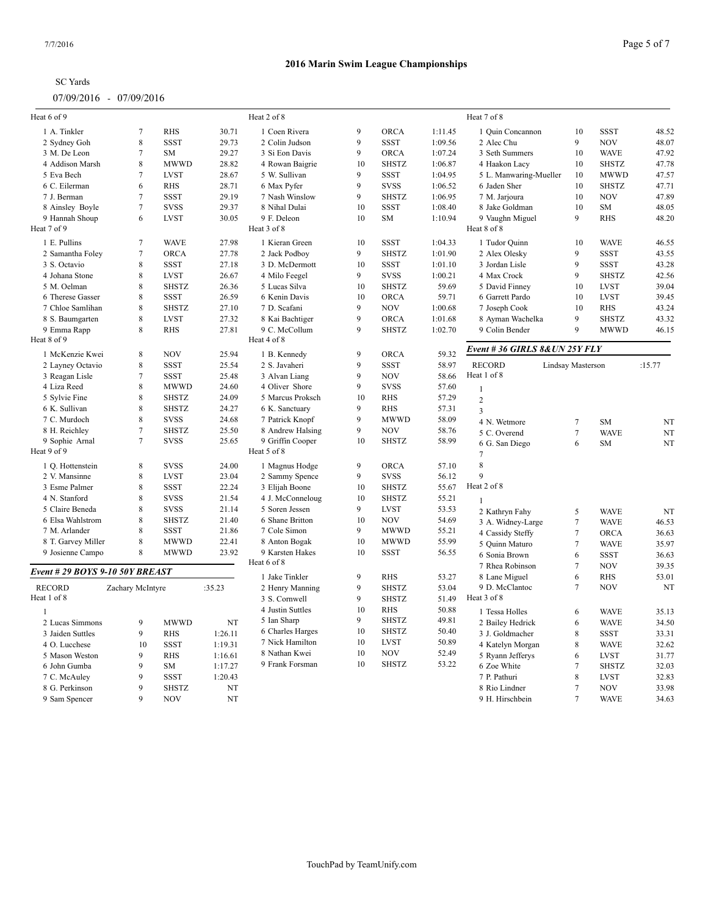## 2016 Marin Swim League Championships

SC Yards

07/09/2016 - 07/09/2016

Heat 6 of 9

| Lane | Name | Age | Team | Seed |
|---|---|---|---|---|
| 1 | A. Tinkler | 7 | RHS | 30.71 |
| 2 | Sydney Goh | 8 | SSST | 29.73 |
| 3 | M. De Leon | 7 | SM | 29.27 |
| 4 | Addison Marsh | 8 | MWWD | 28.82 |
| 5 | Eva Bech | 7 | LVST | 28.67 |
| 6 | C. Eilerman | 6 | RHS | 28.71 |
| 7 | J. Berman | 7 | SSST | 29.19 |
| 8 | Ainsley Boyle | 7 | SVSS | 29.37 |
| 9 | Hannah Shoup | 6 | LVST | 30.05 |

Heat 7 of 9

| Lane | Name | Age | Team | Seed |
|---|---|---|---|---|
| 1 | E. Pullins | 7 | WAVE | 27.98 |
| 2 | Samantha Foley | 7 | ORCA | 27.78 |
| 3 | S. Octavio | 8 | SSST | 27.18 |
| 4 | Johana Stone | 8 | LVST | 26.67 |
| 5 | M. Oelman | 8 | SHSTZ | 26.36 |
| 6 | Therese Gasser | 8 | SSST | 26.59 |
| 7 | Chloe Samlihan | 8 | SHSTZ | 27.10 |
| 8 | S. Baumgarten | 8 | LVST | 27.32 |
| 9 | Emma Rapp | 8 | RHS | 27.81 |

Heat 8 of 9

| Lane | Name | Age | Team | Seed |
|---|---|---|---|---|
| 1 | McKenzie Kwei | 8 | NOV | 25.94 |
| 2 | Layney Octavio | 8 | SSST | 25.54 |
| 3 | Reagan Lisle | 7 | SSST | 25.48 |
| 4 | Liza Reed | 8 | MWWD | 24.60 |
| 5 | Sylvie Fine | 8 | SHSTZ | 24.09 |
| 6 | K. Sullivan | 8 | SHSTZ | 24.27 |
| 7 | C. Murdoch | 8 | SVSS | 24.68 |
| 8 | H. Reichley | 7 | SHSTZ | 25.50 |
| 9 | Sophie Arnal | 7 | SVSS | 25.65 |

Heat 9 of 9

| Lane | Name | Age | Team | Seed |
|---|---|---|---|---|
| 1 | Q. Hottenstein | 8 | SVSS | 24.00 |
| 2 | V. Mansinne | 8 | LVST | 23.04 |
| 3 | Esme Palmer | 8 | SSST | 22.24 |
| 4 | N. Stanford | 8 | SVSS | 21.54 |
| 5 | Claire Beneda | 8 | SVSS | 21.14 |
| 6 | Elsa Wahlstrom | 8 | SHSTZ | 21.40 |
| 7 | M. Arlander | 8 | SSST | 21.86 |
| 8 | T. Garvey Miller | 8 | MWWD | 22.41 |
| 9 | Josienne Campo | 8 | MWWD | 23.92 |

### *Event # 29 BOYS 9-10 50Y BREAST*

RECORD Zachary McIntyre :35.23

Heat 1 of 8

| Lane | Name | Age | Team | Seed |
|---|---|---|---|---|
| 1 | | | | |
| 2 | Lucas Simmons | 9 | MWWD | NT |
| 3 | Jaiden Suttles | 9 | RHS | 1:26.11 |
| 4 | O. Lucchese | 10 | SSST | 1:19.31 |
| 5 | Mason Weston | 9 | RHS | 1:16.61 |
| 6 | John Gumba | 9 | SM | 1:17.27 |
| 7 | C. McAuley | 9 | SSST | 1:20.43 |
| 8 | G. Perkinson | 9 | SHSTZ | NT |
| 9 | Sam Spencer | 9 | NOV | NT |

Heat 2 of 8

| Lane | Name | Age | Team | Seed |
|---|---|---|---|---|
| 1 | Coen Rivera | 9 | ORCA | 1:11.45 |
| 2 | Colin Judson | 9 | SSST | 1:09.56 |
| 3 | Si Eon Davis | 9 | ORCA | 1:07.24 |
| 4 | Rowan Baigrie | 10 | SHSTZ | 1:06.87 |
| 5 | W. Sullivan | 9 | SSST | 1:04.95 |
| 6 | Max Pyfer | 9 | SVSS | 1:06.52 |
| 7 | Nash Winslow | 9 | SHSTZ | 1:06.95 |
| 8 | Nihal Dulai | 10 | SSST | 1:08.40 |
| 9 | F. Deleon | 10 | SM | 1:10.94 |

Heat 3 of 8

| Lane | Name | Age | Team | Seed |
|---|---|---|---|---|
| 1 | Kieran Green | 10 | SSST | 1:04.33 |
| 2 | Jack Podboy | 9 | SHSTZ | 1:01.90 |
| 3 | D. McDermott | 10 | SSST | 1:01.10 |
| 4 | Milo Feegel | 9 | SVSS | 1:00.21 |
| 5 | Lucas Silva | 10 | SHSTZ | 59.69 |
| 6 | Kenin Davis | 10 | ORCA | 59.71 |
| 7 | D. Scafani | 9 | NOV | 1:00.68 |
| 8 | Kai Bachtiger | 9 | ORCA | 1:01.68 |
| 9 | C. McCollum | 9 | SHSTZ | 1:02.70 |

Heat 4 of 8

| Lane | Name | Age | Team | Seed |
|---|---|---|---|---|
| 1 | B. Kennedy | 9 | ORCA | 59.32 |
| 2 | S. Javaheri | 9 | SSST | 58.97 |
| 3 | Alvan Liang | 9 | NOV | 58.66 |
| 4 | Oliver Shore | 9 | SVSS | 57.60 |
| 5 | Marcus Proksch | 10 | RHS | 57.29 |
| 6 | K. Sanctuary | 9 | RHS | 57.31 |
| 7 | Patrick Knopf | 9 | MWWD | 58.09 |
| 8 | Andrew Halsing | 9 | NOV | 58.76 |
| 9 | Griffin Cooper | 10 | SHSTZ | 58.99 |

Heat 5 of 8

| Lane | Name | Age | Team | Seed |
|---|---|---|---|---|
| 1 | Magnus Hodge | 9 | ORCA | 57.10 |
| 2 | Sammy Spence | 9 | SVSS | 56.12 |
| 3 | Elijah Boone | 10 | SHSTZ | 55.67 |
| 4 | J. McConneloug | 10 | SHSTZ | 55.21 |
| 5 | Soren Jessen | 9 | LVST | 53.53 |
| 6 | Shane Britton | 10 | NOV | 54.69 |
| 7 | Cole Simon | 9 | MWWD | 55.21 |
| 8 | Anton Bogak | 10 | MWWD | 55.99 |
| 9 | Karsten Hakes | 10 | SSST | 56.55 |

Heat 6 of 8

| Lane | Name | Age | Team | Seed |
|---|---|---|---|---|
| 1 | Jake Tinkler | 9 | RHS | 53.27 |
| 2 | Henry Manning | 9 | SHSTZ | 53.04 |
| 3 | S. Cornwell | 9 | SHSTZ | 51.49 |
| 4 | Justin Suttles | 10 | RHS | 50.88 |
| 5 | Ian Sharp | 9 | SHSTZ | 49.81 |
| 6 | Charles Harges | 10 | SHSTZ | 50.40 |
| 7 | Nick Hamilton | 10 | LVST | 50.89 |
| 8 | Nathan Kwei | 10 | NOV | 52.49 |
| 9 | Frank Forsman | 10 | SHSTZ | 53.22 |

Heat 7 of 8

| Lane | Name | Age | Team | Seed |
|---|---|---|---|---|
| 1 | Quin Concannon | 10 | SSST | 48.52 |
| 2 | Alec Chu | 9 | NOV | 48.07 |
| 3 | Seth Summers | 10 | WAVE | 47.92 |
| 4 | Haakon Lacy | 10 | SHSTZ | 47.78 |
| 5 | L. Manwaring-Mueller | 10 | MWWD | 47.57 |
| 6 | Jaden Sher | 10 | SHSTZ | 47.71 |
| 7 | M. Jarjoura | 10 | NOV | 47.89 |
| 8 | Jake Goldman | 10 | SM | 48.05 |
| 9 | Vaughn Miguel | 9 | RHS | 48.20 |

Heat 8 of 8

| Lane | Name | Age | Team | Seed |
|---|---|---|---|---|
| 1 | Tudor Quinn | 10 | WAVE | 46.55 |
| 2 | Alex Olesky | 9 | SSST | 43.55 |
| 3 | Jordan Lisle | 9 | SSST | 43.28 |
| 4 | Max Crock | 9 | SHSTZ | 42.56 |
| 5 | David Finney | 10 | LVST | 39.04 |
| 6 | Garrett Pardo | 10 | LVST | 39.45 |
| 7 | Joseph Cook | 10 | RHS | 43.24 |
| 8 | Ayman Wachelka | 9 | SHSTZ | 43.32 |
| 9 | Colin Bender | 9 | MWWD | 46.15 |

### *Event # 36 GIRLS 8&UN 25Y FLY*

RECORD Lindsay Masterson :15.77

Heat 1 of 8

| Lane | Name | Age | Team | Seed |
|---|---|---|---|---|
| 1 | | | | |
| 2 | | | | |
| 3 | | | | |
| 4 | N. Wetmore | 7 | SM | NT |
| 5 | C. Overend | 7 | WAVE | NT |
| 6 | G. San Diego | 6 | SM | NT |
| 7 | | | | |
| 8 | | | | |
| 9 | | | | |

Heat 2 of 8

| Lane | Name | Age | Team | Seed |
|---|---|---|---|---|
| 1 | | | | |
| 2 | Kathryn Fahy | 5 | WAVE | NT |
| 3 | A. Widney-Large | 7 | WAVE | 46.53 |
| 4 | Cassidy Steffy | 7 | ORCA | 36.63 |
| 5 | Quinn Maturo | 7 | WAVE | 35.97 |
| 6 | Sonia Brown | 6 | SSST | 36.63 |
| 7 | Rhea Robinson | 7 | NOV | 39.35 |
| 8 | Lane Miguel | 6 | RHS | 53.01 |
| 9 | D. McClantoc | 7 | NOV | NT |

Heat 3 of 8

| Lane | Name | Age | Team | Seed |
|---|---|---|---|---|
| 1 | Tessa Holles | 6 | WAVE | 35.13 |
| 2 | Bailey Hedrick | 6 | WAVE | 34.50 |
| 3 | J. Goldmacher | 8 | SSST | 33.31 |
| 4 | Katelyn Morgan | 8 | WAVE | 32.62 |
| 5 | Ryann Jefferys | 6 | LVST | 31.77 |
| 6 | Zoe White | 7 | SHSTZ | 32.03 |
| 7 | P. Pathuri | 8 | LVST | 32.83 |
| 8 | Rio Lindner | 7 | NOV | 33.98 |
| 9 | H. Hirschbein | 7 | WAVE | 34.63 |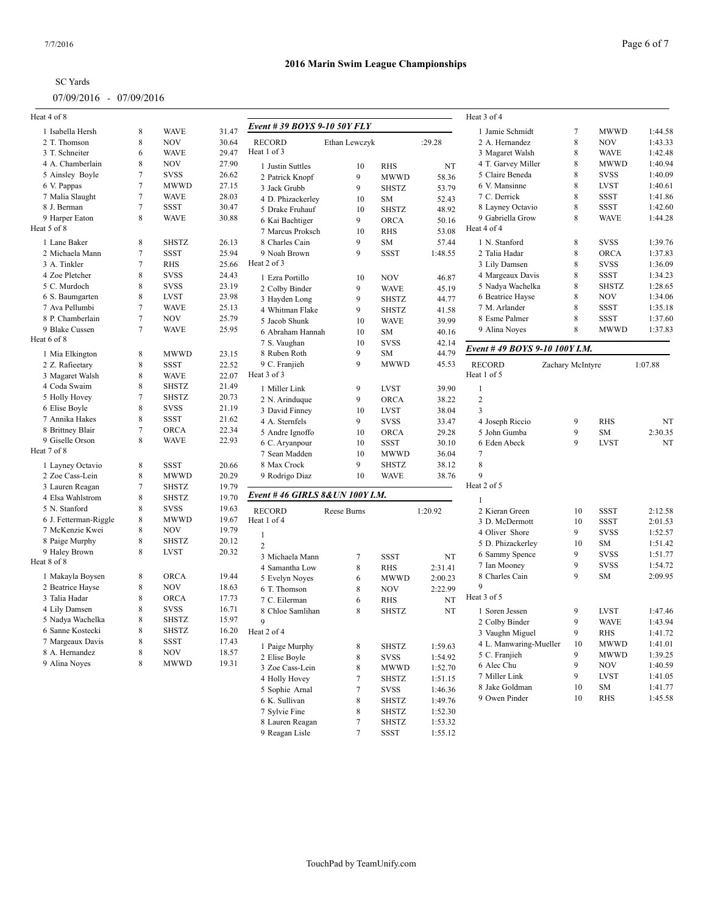# 2016 Marin Swim League Championships

SC Yards

07/09/2016 - 07/09/2016

Heat 4 of 8

| | Name | Age | Team | Time |
|---|---|---|---|---|
| 1 | Isabella Hersh | 8 | WAVE | 31.47 |
| 2 | T. Thomson | 8 | NOV | 30.64 |
| 3 | T. Schneiter | 6 | WAVE | 29.47 |
| 4 | A. Chamberlain | 8 | NOV | 27.90 |
| 5 | Ainsley Boyle | 7 | SVSS | 26.62 |
| 6 | V. Pappas | 7 | MWWD | 27.15 |
| 7 | Malia Slaught | 7 | WAVE | 28.03 |
| 8 | J. Berman | 7 | SSST | 30.47 |
| 9 | Harper Eaton | 8 | WAVE | 30.88 |

Heat 5 of 8

| | Name | Age | Team | Time |
|---|---|---|---|---|
| 1 | Lane Baker | 8 | SHSTZ | 26.13 |
| 2 | Michaela Mann | 7 | SSST | 25.94 |
| 3 | A. Tinkler | 7 | RHS | 25.66 |
| 4 | Zoe Pletcher | 8 | SVSS | 24.43 |
| 5 | C. Murdoch | 8 | SVSS | 23.19 |
| 6 | S. Baumgarten | 8 | LVST | 23.98 |
| 7 | Ava Pellumbi | 7 | WAVE | 25.13 |
| 8 | P. Chamberlain | 7 | NOV | 25.79 |
| 9 | Blake Cussen | 7 | WAVE | 25.95 |

Heat 6 of 8

| | Name | Age | Team | Time |
|---|---|---|---|---|
| 1 | Mia Elkington | 8 | MWWD | 23.15 |
| 2 | Z. Rafieetary | 8 | SSST | 22.52 |
| 3 | Magaret Walsh | 8 | WAVE | 22.07 |
| 4 | Coda Swaim | 8 | SHSTZ | 21.49 |
| 5 | Holly Hovey | 7 | SHSTZ | 20.73 |
| 6 | Elise Boyle | 8 | SVSS | 21.19 |
| 7 | Annika Hakes | 8 | SSST | 21.62 |
| 8 | Brittney Blair | 7 | ORCA | 22.34 |
| 9 | Giselle Orson | 8 | WAVE | 22.93 |

Heat 7 of 8

| | Name | Age | Team | Time |
|---|---|---|---|---|
| 1 | Layney Octavio | 8 | SSST | 20.66 |
| 2 | Zoe Cass-Lein | 8 | MWWD | 20.29 |
| 3 | Lauren Reagan | 7 | SHSTZ | 19.79 |
| 4 | Elsa Wahlstrom | 8 | SHSTZ | 19.70 |
| 5 | N. Stanford | 8 | SVSS | 19.63 |
| 6 | J. Fetterman-Riggle | 8 | MWWD | 19.67 |
| 7 | McKenzie Kwei | 8 | NOV | 19.79 |
| 8 | Paige Murphy | 8 | SHSTZ | 20.12 |
| 9 | Haley Brown | 8 | LVST | 20.32 |

Heat 8 of 8

| | Name | Age | Team | Time |
|---|---|---|---|---|
| 1 | Makayla Boysen | 8 | ORCA | 19.44 |
| 2 | Beatrice Hayse | 8 | NOV | 18.63 |
| 3 | Talia Hadar | 8 | ORCA | 17.73 |
| 4 | Lily Damsen | 8 | SVSS | 16.71 |
| 5 | Nadya Wachelka | 8 | SHSTZ | 15.97 |
| 6 | Sanne Kostecki | 8 | SHSTZ | 16.20 |
| 7 | Margeaux Davis | 8 | SSST | 17.43 |
| 8 | A. Hernandez | 8 | NOV | 18.57 |
| 9 | Alina Noyes | 8 | MWWD | 19.31 |

## *Event # 39 BOYS 9-10 50Y FLY*

RECORD Ethan Lewczyk :29.28

Heat 1 of 3

| | Name | Age | Team | Time |
|---|---|---|---|---|
| 1 | Justin Suttles | 10 | RHS | NT |
| 2 | Patrick Knopf | 9 | MWWD | 58.36 |
| 3 | Jack Grubb | 9 | SHSTZ | 53.79 |
| 4 | D. Phizackerley | 10 | SM | 52.43 |
| 5 | Drake Fruhauf | 10 | SHSTZ | 48.92 |
| 6 | Kai Bachtiger | 9 | ORCA | 50.16 |
| 7 | Marcus Proksch | 10 | RHS | 53.08 |
| 8 | Charles Cain | 9 | SM | 57.44 |
| 9 | Noah Brown | 9 | SSST | 1:48.55 |

Heat 2 of 3

| | Name | Age | Team | Time |
|---|---|---|---|---|
| 1 | Ezra Portillo | 10 | NOV | 46.87 |
| 2 | Colby Binder | 9 | WAVE | 45.19 |
| 3 | Hayden Long | 9 | SHSTZ | 44.77 |
| 4 | Whitman Flake | 9 | SHSTZ | 41.58 |
| 5 | Jacob Shunk | 10 | WAVE | 39.99 |
| 6 | Abraham Hannah | 10 | SM | 40.16 |
| 7 | S. Vaughan | 10 | SVSS | 42.14 |
| 8 | Ruben Roth | 9 | SM | 44.79 |
| 9 | C. Franjieh | 9 | MWWD | 45.53 |

Heat 3 of 3

| | Name | Age | Team | Time |
|---|---|---|---|---|
| 1 | Miller Link | 9 | LVST | 39.90 |
| 2 | N. Arinduque | 9 | ORCA | 38.22 |
| 3 | David Finney | 10 | LVST | 38.04 |
| 4 | A. Sternfels | 9 | SVSS | 33.47 |
| 5 | Andre Ignoffo | 10 | ORCA | 29.28 |
| 6 | C. Aryanpour | 10 | SSST | 30.10 |
| 7 | Sean Madden | 10 | MWWD | 36.04 |
| 8 | Max Crock | 9 | SHSTZ | 38.12 |
| 9 | Rodrigo Diaz | 10 | WAVE | 38.76 |

## *Event # 46 GIRLS 8&UN 100Y I.M.*

RECORD Reese Burns 1:20.92

Heat 1 of 4

| | Name | Age | Team | Time |
|---|---|---|---|---|
| 1 | | | | |
| 2 | | | | |
| 3 | Michaela Mann | 7 | SSST | NT |
| 4 | Samantha Low | 8 | RHS | 2:31.41 |
| 5 | Evelyn Noyes | 6 | MWWD | 2:00.23 |
| 6 | T. Thomson | 8 | NOV | 2:22.99 |
| 7 | C. Eilerman | 6 | RHS | NT |
| 8 | Chloe Samlihan | 8 | SHSTZ | NT |
| 9 | | | | |

Heat 2 of 4

| | Name | Age | Team | Time |
|---|---|---|---|---|
| 1 | Paige Murphy | 8 | SHSTZ | 1:59.63 |
| 2 | Elise Boyle | 8 | SVSS | 1:54.92 |
| 3 | Zoe Cass-Lein | 8 | MWWD | 1:52.70 |
| 4 | Holly Hovey | 7 | SHSTZ | 1:51.15 |
| 5 | Sophie Arnal | 7 | SVSS | 1:46.36 |
| 6 | K. Sullivan | 8 | SHSTZ | 1:49.76 |
| 7 | Sylvie Fine | 8 | SHSTZ | 1:52.30 |
| 8 | Lauren Reagan | 7 | SHSTZ | 1:53.32 |
| 9 | Reagan Lisle | 7 | SSST | 1:55.12 |

Heat 3 of 4

| | Name | Age | Team | Time |
|---|---|---|---|---|
| 1 | Jamie Schmidt | 7 | MWWD | 1:44.58 |
| 2 | A. Hernandez | 8 | NOV | 1:43.33 |
| 3 | Magaret Walsh | 8 | WAVE | 1:42.48 |
| 4 | T. Garvey Miller | 8 | MWWD | 1:40.94 |
| 5 | Claire Beneda | 8 | SVSS | 1:40.09 |
| 6 | V. Mansinne | 8 | LVST | 1:40.61 |
| 7 | C. Derrick | 8 | SSST | 1:41.86 |
| 8 | Layney Octavio | 8 | SSST | 1:42.60 |
| 9 | Gabriella Grow | 8 | WAVE | 1:44.28 |

Heat 4 of 4

| | Name | Age | Team | Time |
|---|---|---|---|---|
| 1 | N. Stanford | 8 | SVSS | 1:39.76 |
| 2 | Talia Hadar | 8 | ORCA | 1:37.83 |
| 3 | Lily Damsen | 8 | SVSS | 1:36.09 |
| 4 | Margeaux Davis | 8 | SSST | 1:34.23 |
| 5 | Nadya Wachelka | 8 | SHSTZ | 1:28.65 |
| 6 | Beatrice Hayse | 8 | NOV | 1:34.06 |
| 7 | M. Arlander | 8 | SSST | 1:35.18 |
| 8 | Esme Palmer | 8 | SSST | 1:37.60 |
| 9 | Alina Noyes | 8 | MWWD | 1:37.83 |

## *Event # 49 BOYS 9-10 100Y I.M.*

RECORD Zachary McIntyre 1:07.88

Heat 1 of 5

| | Name | Age | Team | Time |
|---|---|---|---|---|
| 1 | | | | |
| 2 | | | | |
| 3 | | | | |
| 4 | Joseph Riccio | 9 | RHS | NT |
| 5 | John Gumba | 9 | SM | 2:30.35 |
| 6 | Eden Abeck | 9 | LVST | NT |
| 7 | | | | |
| 8 | | | | |
| 9 | | | | |

Heat 2 of 5

| | Name | Age | Team | Time |
|---|---|---|---|---|
| 1 | | | | |
| 2 | Kieran Green | 10 | SSST | 2:12.58 |
| 3 | D. McDermott | 10 | SSST | 2:01.53 |
| 4 | Oliver Shore | 9 | SVSS | 1:52.57 |
| 5 | D. Phizackerley | 10 | SM | 1:51.42 |
| 6 | Sammy Spence | 9 | SVSS | 1:51.77 |
| 7 | Ian Mooney | 9 | SVSS | 1:54.72 |
| 8 | Charles Cain | 9 | SM | 2:09.95 |
| 9 | | | | |

Heat 3 of 5

| | Name | Age | Team | Time |
|---|---|---|---|---|
| 1 | Soren Jessen | 9 | LVST | 1:47.46 |
| 2 | Colby Binder | 9 | WAVE | 1:43.94 |
| 3 | Vaughn Miguel | 9 | RHS | 1:41.72 |
| 4 | L. Manwaring-Mueller | 10 | MWWD | 1:41.01 |
| 5 | C. Franjieh | 9 | MWWD | 1:39.25 |
| 6 | Alec Chu | 9 | NOV | 1:40.59 |
| 7 | Miller Link | 9 | LVST | 1:41.05 |
| 8 | Jake Goldman | 10 | SM | 1:41.77 |
| 9 | Owen Pinder | 10 | RHS | 1:45.58 |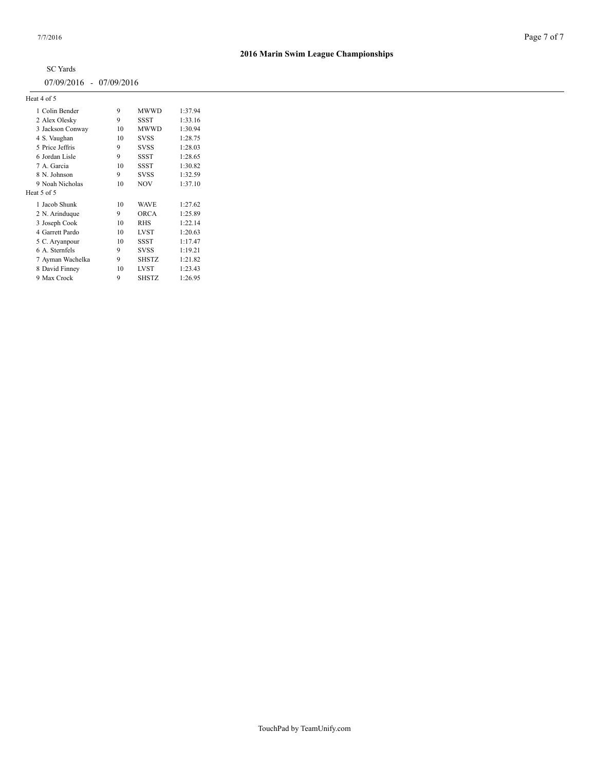## 2016 Marin Swim League Championships

SC Yards

07/09/2016 - 07/09/2016

Heat 4 of 5

| | | | | |
|---|---|---|---|---|
| 1 | Colin Bender | 9 | MWWD | 1:37.94 |
| 2 | Alex Olesky | 9 | SSST | 1:33.16 |
| 3 | Jackson Conway | 10 | MWWD | 1:30.94 |
| 4 | S. Vaughan | 10 | SVSS | 1:28.75 |
| 5 | Price Jeffris | 9 | SVSS | 1:28.03 |
| 6 | Jordan Lisle | 9 | SSST | 1:28.65 |
| 7 | A. Garcia | 10 | SSST | 1:30.82 |
| 8 | N. Johnson | 9 | SVSS | 1:32.59 |
| 9 | Noah Nicholas | 10 | NOV | 1:37.10 |

Heat 5 of 5

| | | | | |
|---|---|---|---|---|
| 1 | Jacob Shunk | 10 | WAVE | 1:27.62 |
| 2 | N. Arinduque | 9 | ORCA | 1:25.89 |
| 3 | Joseph Cook | 10 | RHS | 1:22.14 |
| 4 | Garrett Pardo | 10 | LVST | 1:20.63 |
| 5 | C. Aryanpour | 10 | SSST | 1:17.47 |
| 6 | A. Sternfels | 9 | SVSS | 1:19.21 |
| 7 | Ayman Wachelka | 9 | SHSTZ | 1:21.82 |
| 8 | David Finney | 10 | LVST | 1:23.43 |
| 9 | Max Crock | 9 | SHSTZ | 1:26.95 |